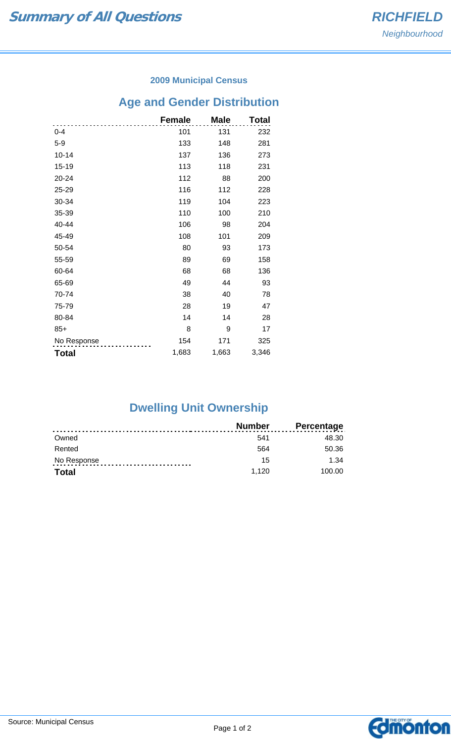# Summary of All Questions

**RICHFIELD**
*Neighbourhood*

### 2009 Municipal Census

## Age and Gender Distribution

| | Female | Male | Total |
|---|---|---|---|
| 0-4 | 101 | 131 | 232 |
| 5-9 | 133 | 148 | 281 |
| 10-14 | 137 | 136 | 273 |
| 15-19 | 113 | 118 | 231 |
| 20-24 | 112 | 88 | 200 |
| 25-29 | 116 | 112 | 228 |
| 30-34 | 119 | 104 | 223 |
| 35-39 | 110 | 100 | 210 |
| 40-44 | 106 | 98 | 204 |
| 45-49 | 108 | 101 | 209 |
| 50-54 | 80 | 93 | 173 |
| 55-59 | 89 | 69 | 158 |
| 60-64 | 68 | 68 | 136 |
| 65-69 | 49 | 44 | 93 |
| 70-74 | 38 | 40 | 78 |
| 75-79 | 28 | 19 | 47 |
| 80-84 | 14 | 14 | 28 |
| 85+ | 8 | 9 | 17 |
| No Response | 154 | 171 | 325 |
| **Total** | 1,683 | 1,663 | 3,346 |

## Dwelling Unit Ownership

| | Number | Percentage |
|---|---|---|
| Owned | 541 | 48.30 |
| Rented | 564 | 50.36 |
| No Response | 15 | 1.34 |
| **Total** | 1,120 | 100.00 |

Source: Municipal Census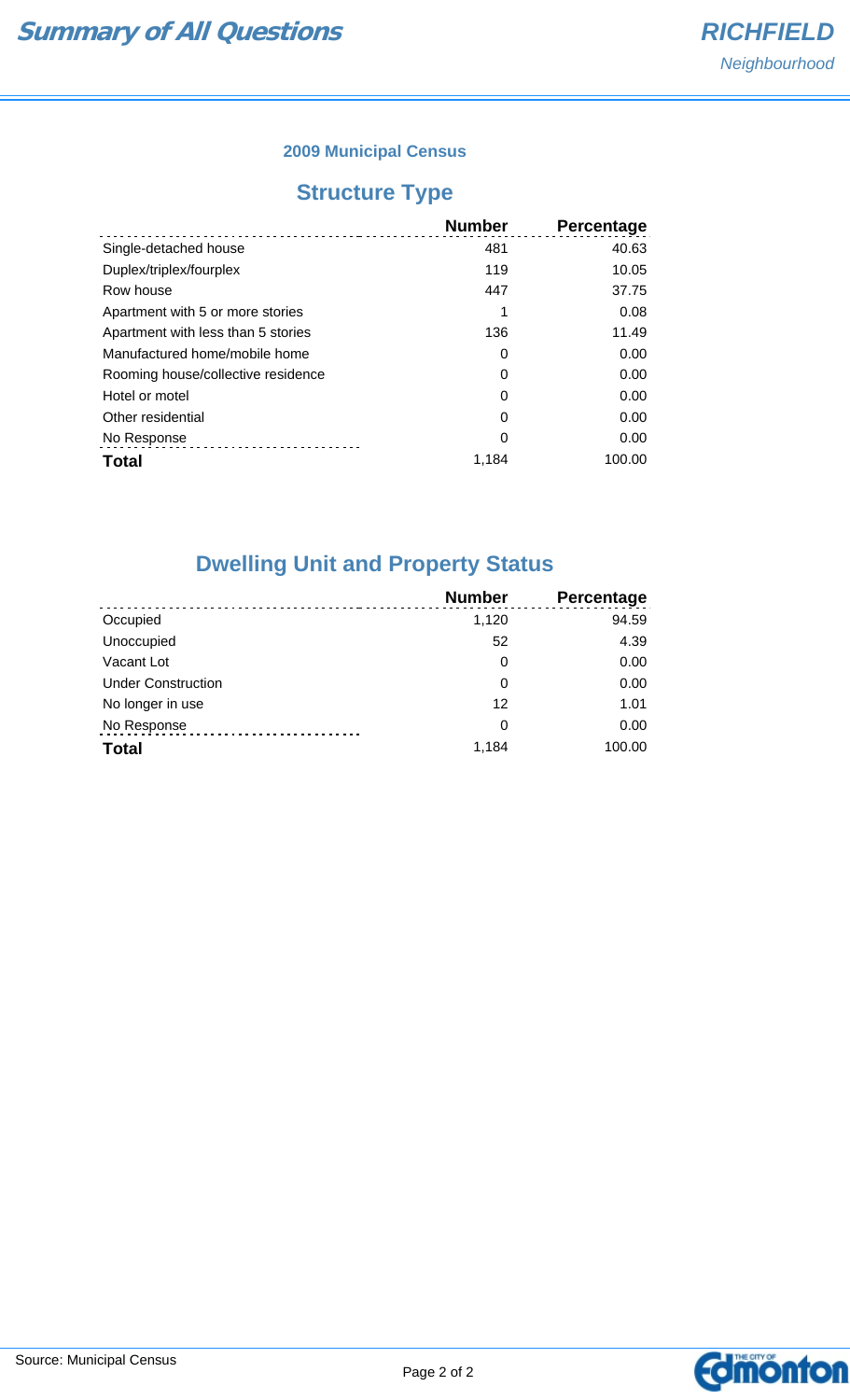# Summary of All Questions

**RICHFIELD**
*Neighbourhood*

### 2009 Municipal Census

## Structure Type

| | Number | Percentage |
|---|---|---|
| Single-detached house | 481 | 40.63 |
| Duplex/triplex/fourplex | 119 | 10.05 |
| Row house | 447 | 37.75 |
| Apartment with 5 or more stories | 1 | 0.08 |
| Apartment with less than 5 stories | 136 | 11.49 |
| Manufactured home/mobile home | 0 | 0.00 |
| Rooming house/collective residence | 0 | 0.00 |
| Hotel or motel | 0 | 0.00 |
| Other residential | 0 | 0.00 |
| No Response | 0 | 0.00 |
| **Total** | 1,184 | 100.00 |

## Dwelling Unit and Property Status

| | Number | Percentage |
|---|---|---|
| Occupied | 1,120 | 94.59 |
| Unoccupied | 52 | 4.39 |
| Vacant Lot | 0 | 0.00 |
| Under Construction | 0 | 0.00 |
| No longer in use | 12 | 1.01 |
| No Response | 0 | 0.00 |
| **Total** | 1,184 | 100.00 |

Source: Municipal Census